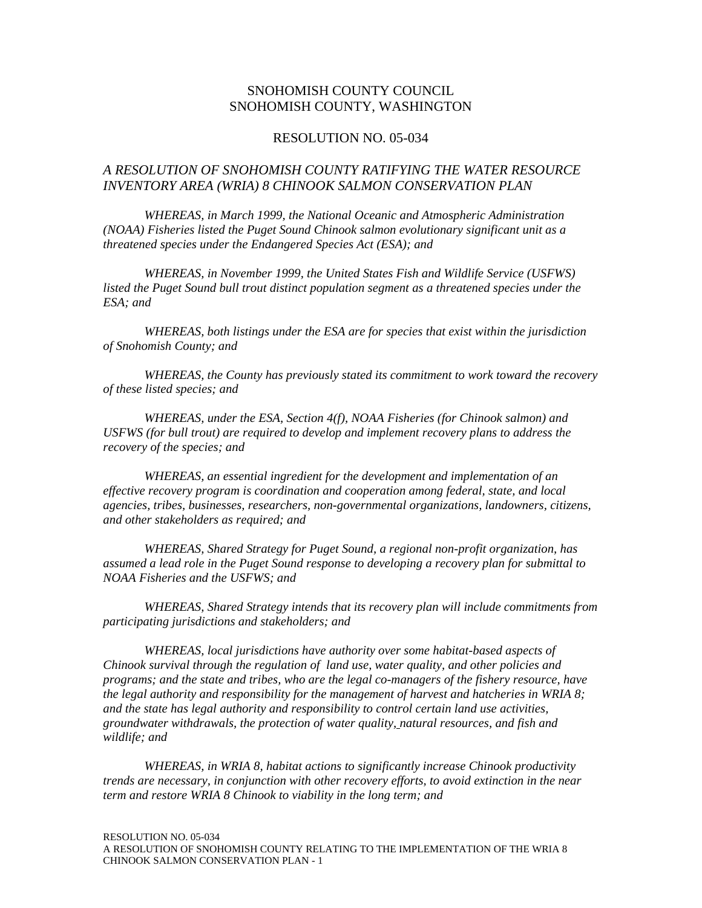SNOHOMISH COUNTY COUNCIL
SNOHOMISH COUNTY, WASHINGTON

RESOLUTION NO. 05-034

*A RESOLUTION OF SNOHOMISH COUNTY RATIFYING THE WATER RESOURCE INVENTORY AREA (WRIA) 8 CHINOOK SALMON CONSERVATION PLAN*

*WHEREAS, in March 1999, the National Oceanic and Atmospheric Administration (NOAA) Fisheries listed the Puget Sound Chinook salmon evolutionary significant unit as a threatened species under the Endangered Species Act (ESA); and*

*WHEREAS, in November 1999, the United States Fish and Wildlife Service (USFWS) listed the Puget Sound bull trout distinct population segment as a threatened species under the ESA; and*

*WHEREAS, both listings under the ESA are for species that exist within the jurisdiction of Snohomish County; and*

*WHEREAS, the County has previously stated its commitment to work toward the recovery of these listed species; and*

*WHEREAS, under the ESA, Section 4(f), NOAA Fisheries (for Chinook salmon) and USFWS (for bull trout) are required to develop and implement recovery plans to address the recovery of the species; and*

*WHEREAS, an essential ingredient for the development and implementation of an effective recovery program is coordination and cooperation among federal, state, and local agencies, tribes, businesses, researchers, non-governmental organizations, landowners, citizens, and other stakeholders as required; and*

*WHEREAS, Shared Strategy for Puget Sound, a regional non-profit organization, has assumed a lead role in the Puget Sound response to developing a recovery plan for submittal to NOAA Fisheries and the USFWS; and*

*WHEREAS, Shared Strategy intends that its recovery plan will include commitments from participating jurisdictions and stakeholders; and*

*WHEREAS, local jurisdictions have authority over some habitat-based aspects of Chinook survival through the regulation of land use, water quality, and other policies and programs; and the state and tribes, who are the legal co-managers of the fishery resource, have the legal authority and responsibility for the management of harvest and hatcheries in WRIA 8; and the state has legal authority and responsibility to control certain land use activities, groundwater withdrawals, the protection of water quality, natural resources, and fish and wildlife; and*

*WHEREAS, in WRIA 8, habitat actions to significantly increase Chinook productivity trends are necessary, in conjunction with other recovery efforts, to avoid extinction in the near term and restore WRIA 8 Chinook to viability in the long term; and*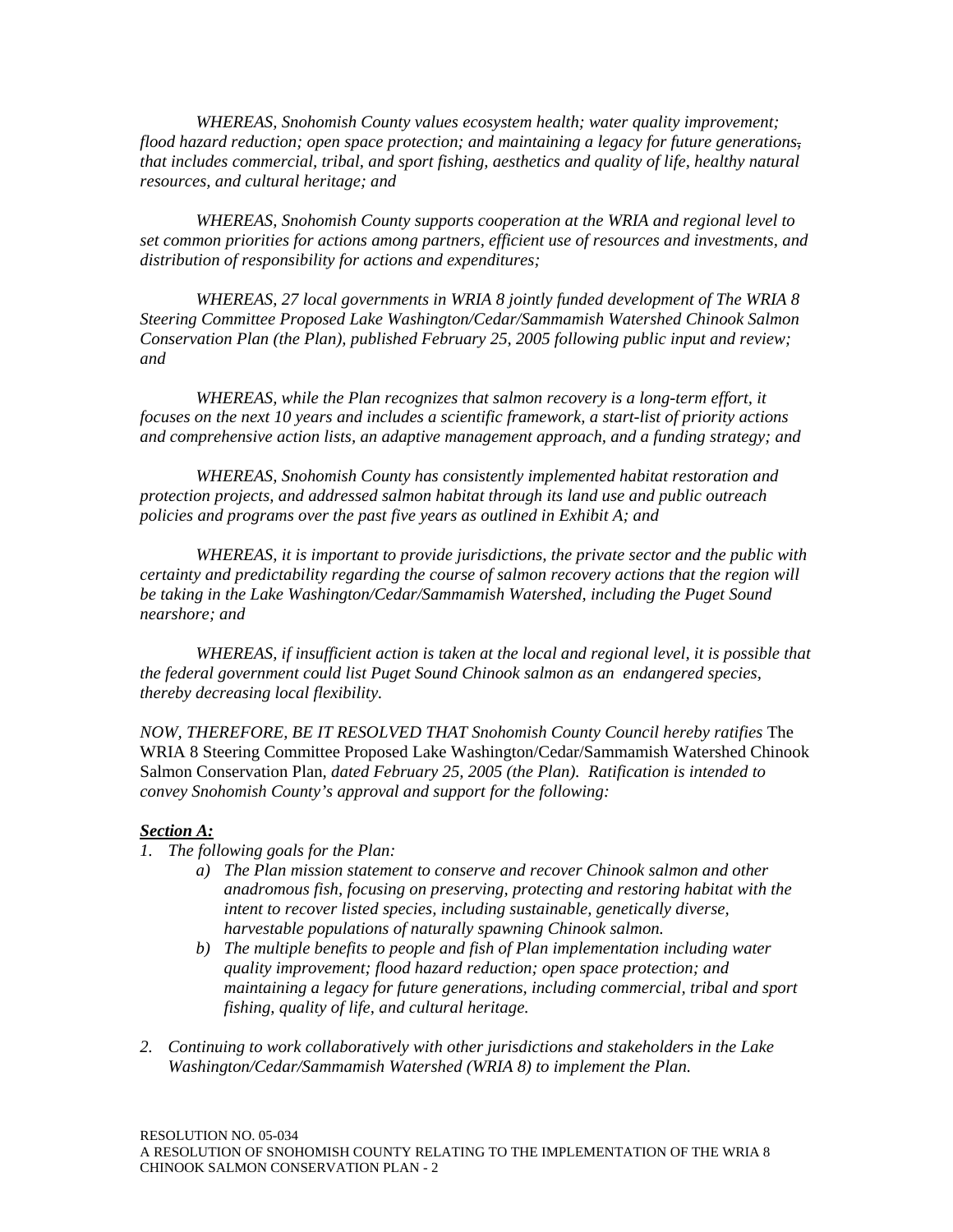*WHEREAS, Snohomish County values ecosystem health; water quality improvement; flood hazard reduction; open space protection; and maintaining a legacy for future generations, that includes commercial, tribal, and sport fishing, aesthetics and quality of life, healthy natural resources, and cultural heritage; and*

*WHEREAS, Snohomish County supports cooperation at the WRIA and regional level to set common priorities for actions among partners, efficient use of resources and investments, and distribution of responsibility for actions and expenditures;*

*WHEREAS, 27 local governments in WRIA 8 jointly funded development of The WRIA 8 Steering Committee Proposed Lake Washington/Cedar/Sammamish Watershed Chinook Salmon Conservation Plan (the Plan), published February 25, 2005 following public input and review; and*

*WHEREAS, while the Plan recognizes that salmon recovery is a long-term effort, it focuses on the next 10 years and includes a scientific framework, a start-list of priority actions and comprehensive action lists, an adaptive management approach, and a funding strategy; and*

*WHEREAS, Snohomish County has consistently implemented habitat restoration and protection projects, and addressed salmon habitat through its land use and public outreach policies and programs over the past five years as outlined in Exhibit A; and*

*WHEREAS, it is important to provide jurisdictions, the private sector and the public with certainty and predictability regarding the course of salmon recovery actions that the region will be taking in the Lake Washington/Cedar/Sammamish Watershed, including the Puget Sound nearshore; and*

*WHEREAS, if insufficient action is taken at the local and regional level, it is possible that the federal government could list Puget Sound Chinook salmon as an endangered species, thereby decreasing local flexibility.*

*NOW, THEREFORE, BE IT RESOLVED THAT Snohomish County Council hereby ratifies* The WRIA 8 Steering Committee Proposed Lake Washington/Cedar/Sammamish Watershed Chinook Salmon Conservation Plan, *dated February 25, 2005 (the Plan). Ratification is intended to convey Snohomish County's approval and support for the following:*

***Section A:***

1. *The following goals for the Plan:*
   a) *The Plan mission statement to conserve and recover Chinook salmon and other anadromous fish, focusing on preserving, protecting and restoring habitat with the intent to recover listed species, including sustainable, genetically diverse, harvestable populations of naturally spawning Chinook salmon.*
   b) *The multiple benefits to people and fish of Plan implementation including water quality improvement; flood hazard reduction; open space protection; and maintaining a legacy for future generations, including commercial, tribal and sport fishing, quality of life, and cultural heritage.*

2. *Continuing to work collaboratively with other jurisdictions and stakeholders in the Lake Washington/Cedar/Sammamish Watershed (WRIA 8) to implement the Plan.*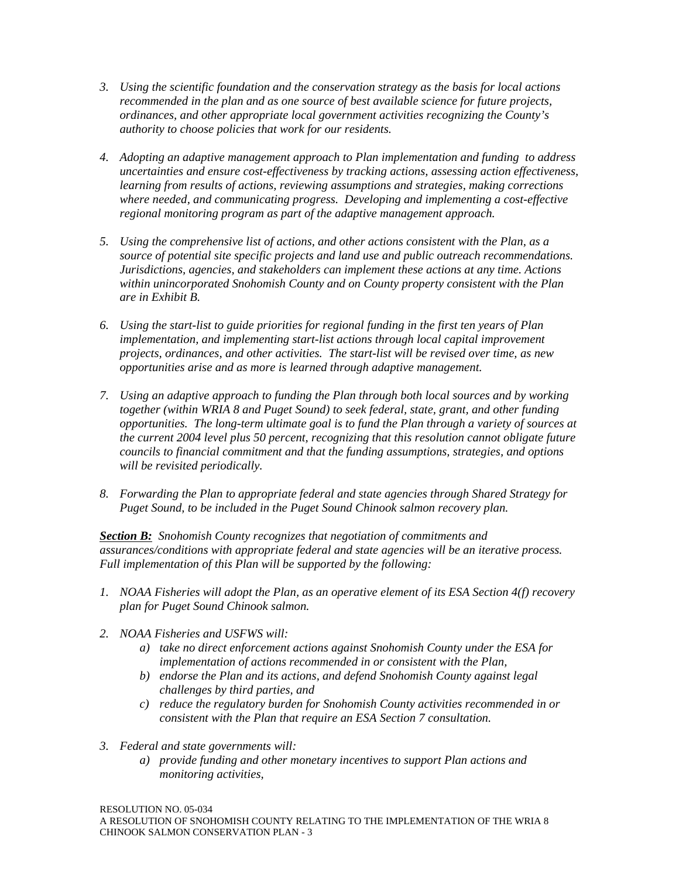3. *Using the scientific foundation and the conservation strategy as the basis for local actions recommended in the plan and as one source of best available science for future projects, ordinances, and other appropriate local government activities recognizing the County's authority to choose policies that work for our residents.*

4. *Adopting an adaptive management approach to Plan implementation and funding to address uncertainties and ensure cost-effectiveness by tracking actions, assessing action effectiveness, learning from results of actions, reviewing assumptions and strategies, making corrections where needed, and communicating progress. Developing and implementing a cost-effective regional monitoring program as part of the adaptive management approach.*

5. *Using the comprehensive list of actions, and other actions consistent with the Plan, as a source of potential site specific projects and land use and public outreach recommendations. Jurisdictions, agencies, and stakeholders can implement these actions at any time. Actions within unincorporated Snohomish County and on County property consistent with the Plan are in Exhibit B.*

6. *Using the start-list to guide priorities for regional funding in the first ten years of Plan implementation, and implementing start-list actions through local capital improvement projects, ordinances, and other activities. The start-list will be revised over time, as new opportunities arise and as more is learned through adaptive management.*

7. *Using an adaptive approach to funding the Plan through both local sources and by working together (within WRIA 8 and Puget Sound) to seek federal, state, grant, and other funding opportunities. The long-term ultimate goal is to fund the Plan through a variety of sources at the current 2004 level plus 50 percent, recognizing that this resolution cannot obligate future councils to financial commitment and that the funding assumptions, strategies, and options will be revisited periodically.*

8. *Forwarding the Plan to appropriate federal and state agencies through Shared Strategy for Puget Sound, to be included in the Puget Sound Chinook salmon recovery plan.*

***Section B:*** *Snohomish County recognizes that negotiation of commitments and assurances/conditions with appropriate federal and state agencies will be an iterative process. Full implementation of this Plan will be supported by the following:*

1. *NOAA Fisheries will adopt the Plan, as an operative element of its ESA Section 4(f) recovery plan for Puget Sound Chinook salmon.*

2. *NOAA Fisheries and USFWS will:*
   a) *take no direct enforcement actions against Snohomish County under the ESA for implementation of actions recommended in or consistent with the Plan,*
   b) *endorse the Plan and its actions, and defend Snohomish County against legal challenges by third parties, and*
   c) *reduce the regulatory burden for Snohomish County activities recommended in or consistent with the Plan that require an ESA Section 7 consultation.*

3. *Federal and state governments will:*
   a) *provide funding and other monetary incentives to support Plan actions and monitoring activities,*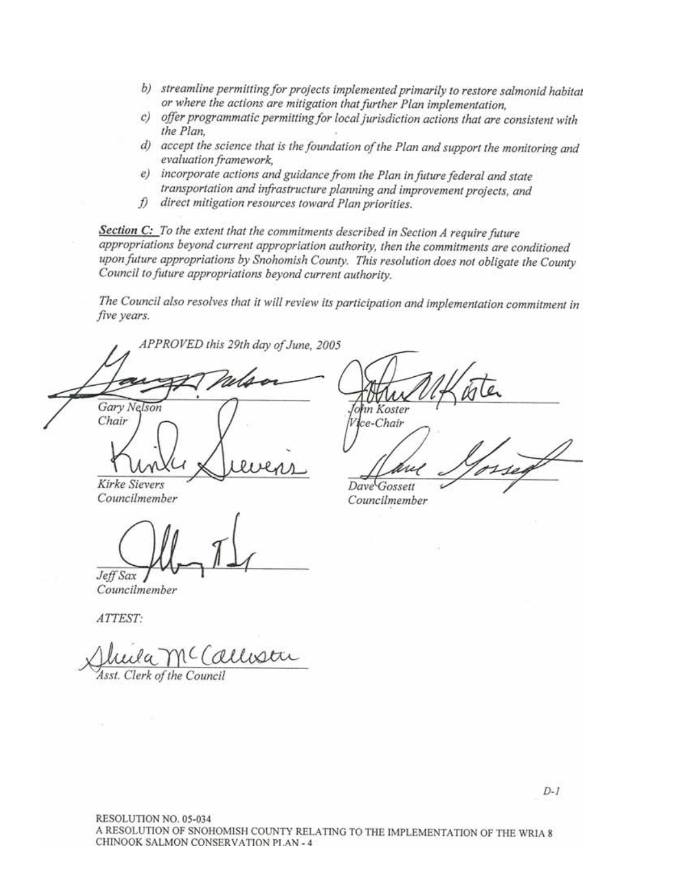*b) streamline permitting for projects implemented primarily to restore salmonid habitat or where the actions are mitigation that further Plan implementation,*

*c) offer programmatic permitting for local jurisdiction actions that are consistent with the Plan,*

*d) accept the science that is the foundation of the Plan and support the monitoring and evaluation framework,*

*e) incorporate actions and guidance from the Plan in future federal and state transportation and infrastructure planning and improvement projects, and*

*f) direct mitigation resources toward Plan priorities.*

***Section C:*** *To the extent that the commitments described in Section A require future appropriations beyond current appropriation authority, then the commitments are conditioned upon future appropriations by Snohomish County. This resolution does not obligate the County Council to future appropriations beyond current authority.*

*The Council also resolves that it will review its participation and implementation commitment in five years.*

*APPROVED this 29th day of June, 2005*

*Gary Nelson*
*Chair*

*John Koster*
*Vice-Chair*

*Kirke Sievers*
*Councilmember*

*Dave Gossett*
*Councilmember*

*Jeff Sax*
*Councilmember*

*ATTEST:*

*Asst. Clerk of the Council*

D-1

RESOLUTION NO. 05-034
A RESOLUTION OF SNOHOMISH COUNTY RELATING TO THE IMPLEMENTATION OF THE WRIA 8 CHINOOK SALMON CONSERVATION PLAN - 4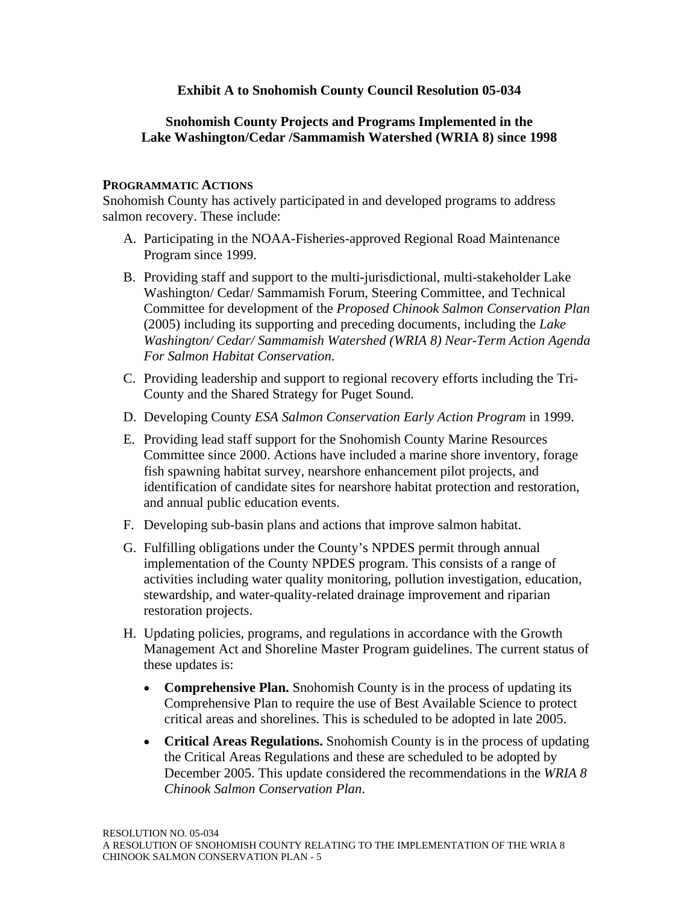**Exhibit A to Snohomish County Council Resolution 05-034**

**Snohomish County Projects and Programs Implemented in the Lake Washington/Cedar /Sammamish Watershed (WRIA 8) since 1998**

**PROGRAMMATIC ACTIONS**

Snohomish County has actively participated in and developed programs to address salmon recovery. These include:

A. Participating in the NOAA-Fisheries-approved Regional Road Maintenance Program since 1999.

B. Providing staff and support to the multi-jurisdictional, multi-stakeholder Lake Washington/ Cedar/ Sammamish Forum, Steering Committee, and Technical Committee for development of the *Proposed Chinook Salmon Conservation Plan* (2005) including its supporting and preceding documents, including the *Lake Washington/ Cedar/ Sammamish Watershed (WRIA 8) Near-Term Action Agenda For Salmon Habitat Conservation*.

C. Providing leadership and support to regional recovery efforts including the Tri-County and the Shared Strategy for Puget Sound.

D. Developing County *ESA Salmon Conservation Early Action Program* in 1999.

E. Providing lead staff support for the Snohomish County Marine Resources Committee since 2000. Actions have included a marine shore inventory, forage fish spawning habitat survey, nearshore enhancement pilot projects, and identification of candidate sites for nearshore habitat protection and restoration, and annual public education events.

F. Developing sub-basin plans and actions that improve salmon habitat.

G. Fulfilling obligations under the County's NPDES permit through annual implementation of the County NPDES program. This consists of a range of activities including water quality monitoring, pollution investigation, education, stewardship, and water-quality-related drainage improvement and riparian restoration projects.

H. Updating policies, programs, and regulations in accordance with the Growth Management Act and Shoreline Master Program guidelines. The current status of these updates is:

   - **Comprehensive Plan.** Snohomish County is in the process of updating its Comprehensive Plan to require the use of Best Available Science to protect critical areas and shorelines. This is scheduled to be adopted in late 2005.
   - **Critical Areas Regulations.** Snohomish County is in the process of updating the Critical Areas Regulations and these are scheduled to be adopted by December 2005. This update considered the recommendations in the *WRIA 8 Chinook Salmon Conservation Plan*.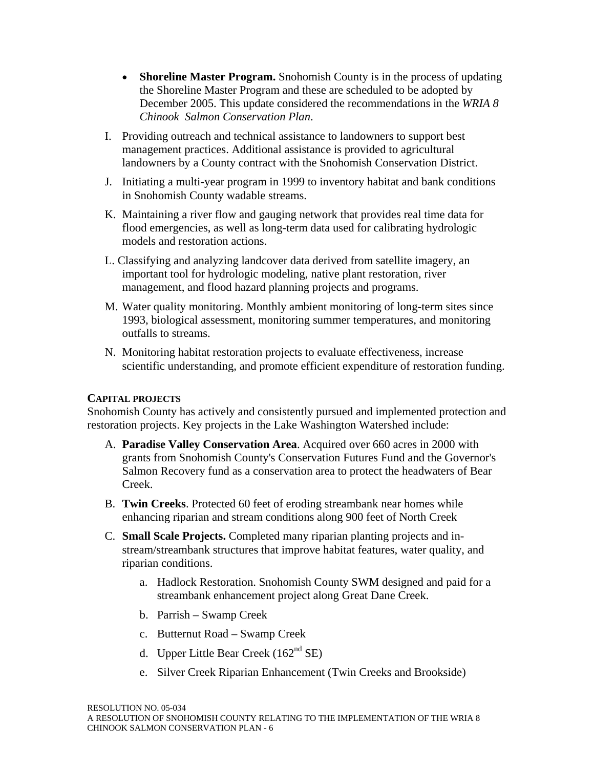- **Shoreline Master Program.** Snohomish County is in the process of updating the Shoreline Master Program and these are scheduled to be adopted by December 2005. This update considered the recommendations in the *WRIA 8 Chinook Salmon Conservation Plan*.

I. Providing outreach and technical assistance to landowners to support best management practices. Additional assistance is provided to agricultural landowners by a County contract with the Snohomish Conservation District.

J. Initiating a multi-year program in 1999 to inventory habitat and bank conditions in Snohomish County wadable streams.

K. Maintaining a river flow and gauging network that provides real time data for flood emergencies, as well as long-term data used for calibrating hydrologic models and restoration actions.

L. Classifying and analyzing landcover data derived from satellite imagery, an important tool for hydrologic modeling, native plant restoration, river management, and flood hazard planning projects and programs.

M. Water quality monitoring. Monthly ambient monitoring of long-term sites since 1993, biological assessment, monitoring summer temperatures, and monitoring outfalls to streams.

N. Monitoring habitat restoration projects to evaluate effectiveness, increase scientific understanding, and promote efficient expenditure of restoration funding.

**CAPITAL PROJECTS**

Snohomish County has actively and consistently pursued and implemented protection and restoration projects. Key projects in the Lake Washington Watershed include:

A. **Paradise Valley Conservation Area**. Acquired over 660 acres in 2000 with grants from Snohomish County's Conservation Futures Fund and the Governor's Salmon Recovery fund as a conservation area to protect the headwaters of Bear Creek.

B. **Twin Creeks**. Protected 60 feet of eroding streambank near homes while enhancing riparian and stream conditions along 900 feet of North Creek

C. **Small Scale Projects.** Completed many riparian planting projects and in-stream/streambank structures that improve habitat features, water quality, and riparian conditions.

   a. Hadlock Restoration. Snohomish County SWM designed and paid for a streambank enhancement project along Great Dane Creek.

   b. Parrish – Swamp Creek

   c. Butternut Road – Swamp Creek

   d. Upper Little Bear Creek (162nd SE)

   e. Silver Creek Riparian Enhancement (Twin Creeks and Brookside)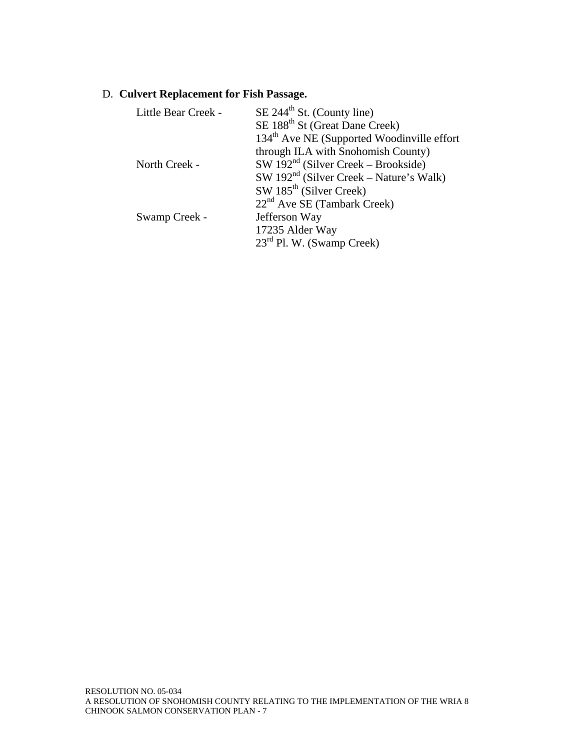D. **Culvert Replacement for Fish Passage.**

| | |
|---|---|
| Little Bear Creek - | SE 244th St. (County line) |
| | SE 188th St (Great Dane Creek) |
| | 134th Ave NE (Supported Woodinville effort through ILA with Snohomish County) |
| North Creek - | SW 192nd (Silver Creek – Brookside) |
| | SW 192nd (Silver Creek – Nature's Walk) |
| | SW 185th (Silver Creek) |
| | 22nd Ave SE (Tambark Creek) |
| Swamp Creek - | Jefferson Way |
| | 17235 Alder Way |
| | 23rd Pl. W. (Swamp Creek) |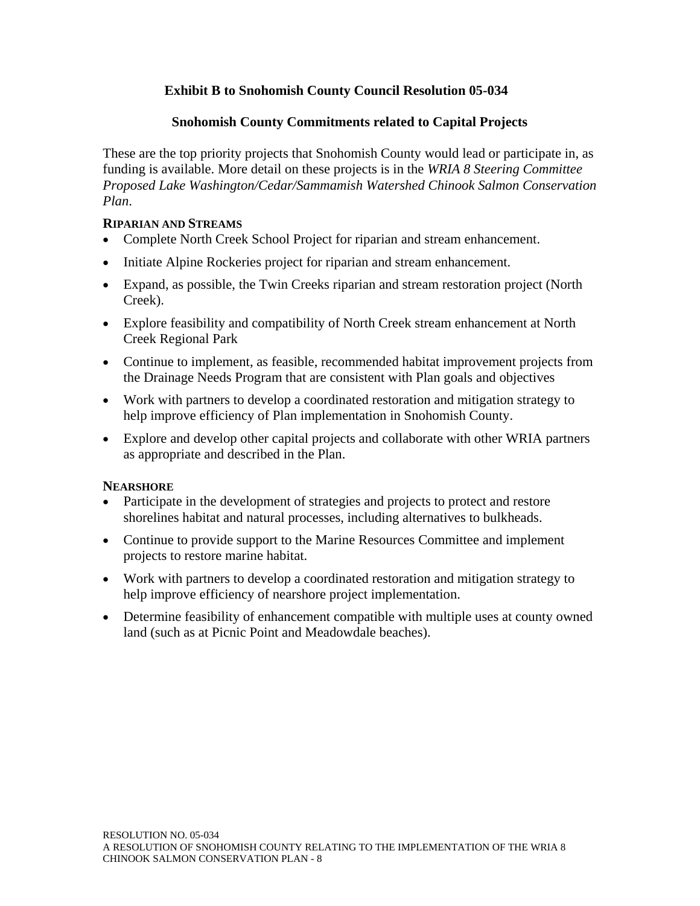## Exhibit B to Snohomish County Council Resolution 05-034

## Snohomish County Commitments related to Capital Projects

These are the top priority projects that Snohomish County would lead or participate in, as funding is available. More detail on these projects is in the *WRIA 8 Steering Committee Proposed Lake Washington/Cedar/Sammamish Watershed Chinook Salmon Conservation Plan*.

### RIPARIAN AND STREAMS

- Complete North Creek School Project for riparian and stream enhancement.
- Initiate Alpine Rockeries project for riparian and stream enhancement.
- Expand, as possible, the Twin Creeks riparian and stream restoration project (North Creek).
- Explore feasibility and compatibility of North Creek stream enhancement at North Creek Regional Park
- Continue to implement, as feasible, recommended habitat improvement projects from the Drainage Needs Program that are consistent with Plan goals and objectives
- Work with partners to develop a coordinated restoration and mitigation strategy to help improve efficiency of Plan implementation in Snohomish County.
- Explore and develop other capital projects and collaborate with other WRIA partners as appropriate and described in the Plan.

### NEARSHORE

- Participate in the development of strategies and projects to protect and restore shorelines habitat and natural processes, including alternatives to bulkheads.
- Continue to provide support to the Marine Resources Committee and implement projects to restore marine habitat.
- Work with partners to develop a coordinated restoration and mitigation strategy to help improve efficiency of nearshore project implementation.
- Determine feasibility of enhancement compatible with multiple uses at county owned land (such as at Picnic Point and Meadowdale beaches).